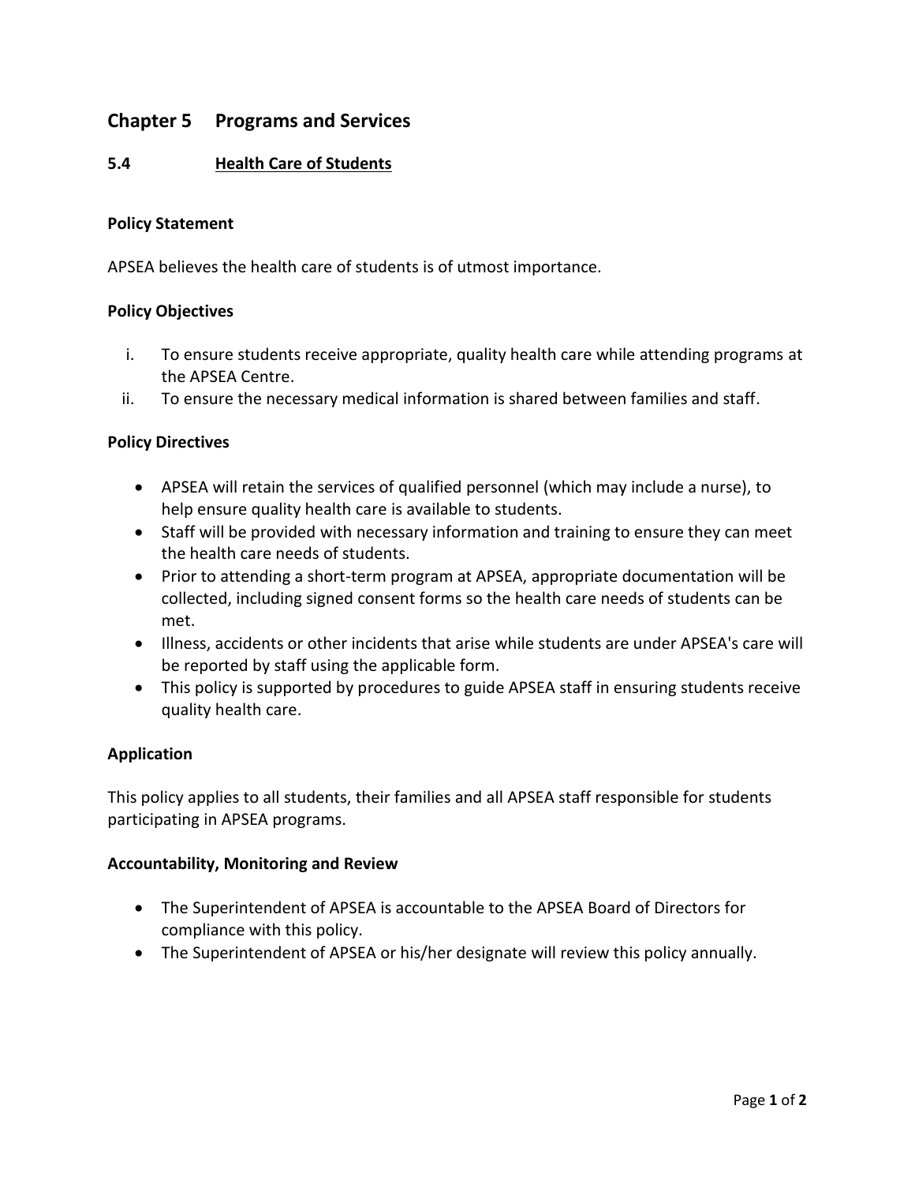# Chapter 5 Programs and Services

## 5.4 Health Care of Students

### Policy Statement

APSEA believes the health care of students is of utmost importance.

### Policy Objectives

i. To ensure students receive appropriate, quality health care while attending programs at the APSEA Centre.
ii. To ensure the necessary medical information is shared between families and staff.

### Policy Directives

- APSEA will retain the services of qualified personnel (which may include a nurse), to help ensure quality health care is available to students.
- Staff will be provided with necessary information and training to ensure they can meet the health care needs of students.
- Prior to attending a short-term program at APSEA, appropriate documentation will be collected, including signed consent forms so the health care needs of students can be met.
- Illness, accidents or other incidents that arise while students are under APSEA's care will be reported by staff using the applicable form.
- This policy is supported by procedures to guide APSEA staff in ensuring students receive quality health care.

### Application

This policy applies to all students, their families and all APSEA staff responsible for students participating in APSEA programs.

### Accountability, Monitoring and Review

- The Superintendent of APSEA is accountable to the APSEA Board of Directors for compliance with this policy.
- The Superintendent of APSEA or his/her designate will review this policy annually.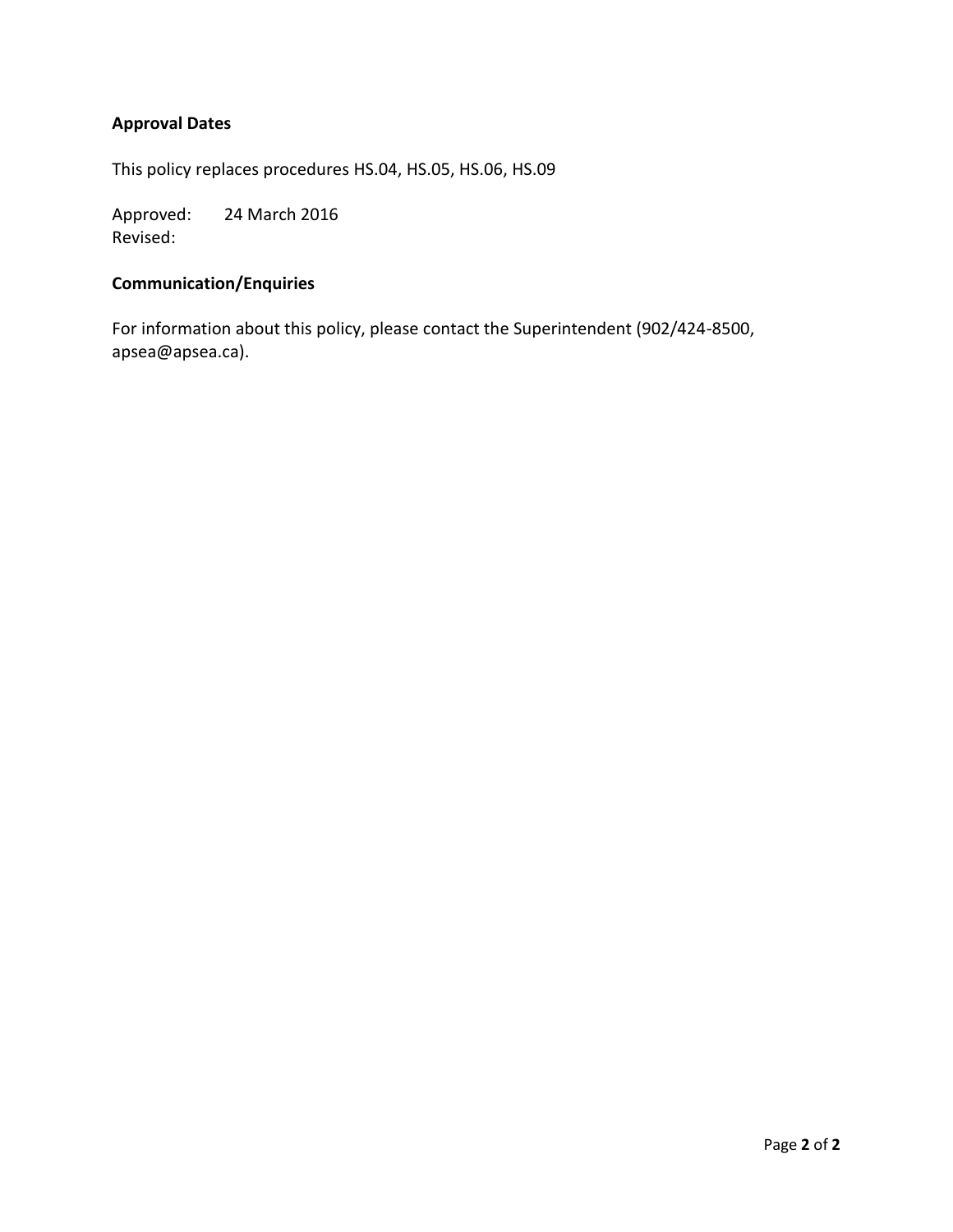**Approval Dates**

This policy replaces procedures HS.04, HS.05, HS.06, HS.09

Approved: 24 March 2016
Revised:

**Communication/Enquiries**

For information about this policy, please contact the Superintendent (902/424-8500, apsea@apsea.ca).